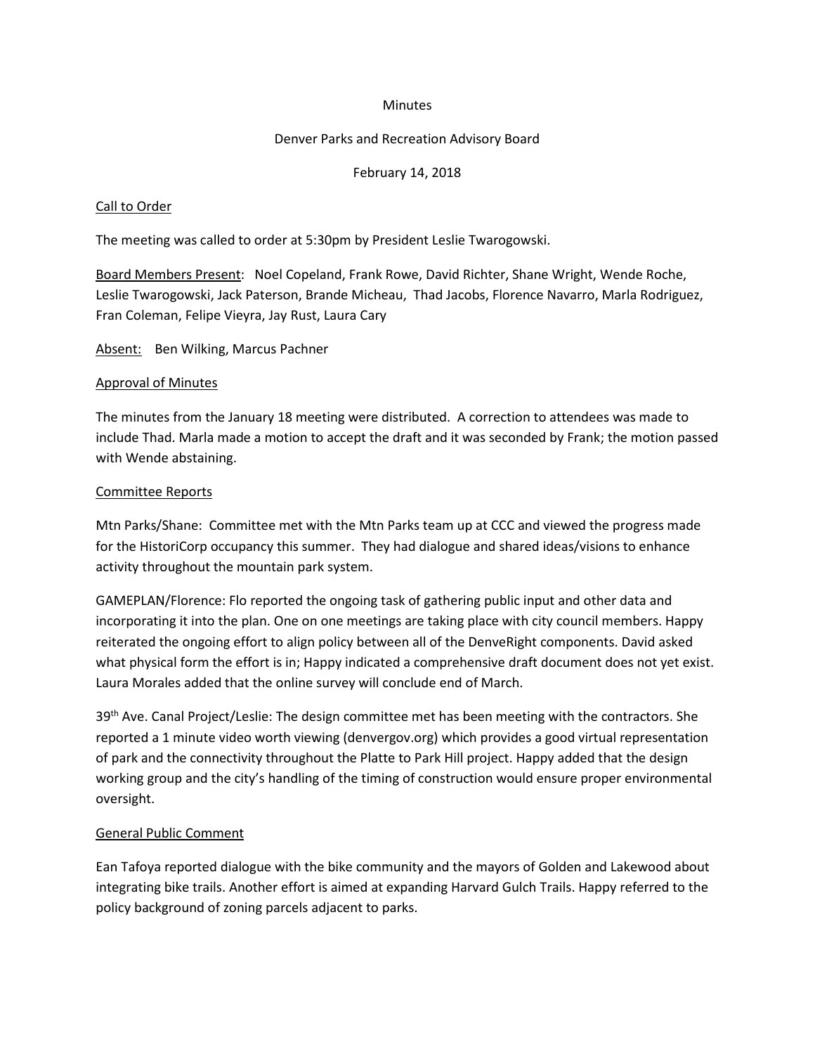Minutes

Denver Parks and Recreation Advisory Board

February 14, 2018

Call to Order

The meeting was called to order at 5:30pm by President Leslie Twarogowski.

Board Members Present: Noel Copeland, Frank Rowe, David Richter, Shane Wright, Wende Roche, Leslie Twarogowski, Jack Paterson, Brande Micheau, Thad Jacobs, Florence Navarro, Marla Rodriguez, Fran Coleman, Felipe Vieyra, Jay Rust, Laura Cary

Absent: Ben Wilking, Marcus Pachner

Approval of Minutes

The minutes from the January 18 meeting were distributed. A correction to attendees was made to include Thad. Marla made a motion to accept the draft and it was seconded by Frank; the motion passed with Wende abstaining.

Committee Reports

Mtn Parks/Shane: Committee met with the Mtn Parks team up at CCC and viewed the progress made for the HistoriCorp occupancy this summer. They had dialogue and shared ideas/visions to enhance activity throughout the mountain park system.

GAMEPLAN/Florence: Flo reported the ongoing task of gathering public input and other data and incorporating it into the plan. One on one meetings are taking place with city council members. Happy reiterated the ongoing effort to align policy between all of the DenveRight components. David asked what physical form the effort is in; Happy indicated a comprehensive draft document does not yet exist. Laura Morales added that the online survey will conclude end of March.

39th Ave. Canal Project/Leslie: The design committee met has been meeting with the contractors. She reported a 1 minute video worth viewing (denvergov.org) which provides a good virtual representation of park and the connectivity throughout the Platte to Park Hill project. Happy added that the design working group and the city's handling of the timing of construction would ensure proper environmental oversight.

General Public Comment

Ean Tafoya reported dialogue with the bike community and the mayors of Golden and Lakewood about integrating bike trails. Another effort is aimed at expanding Harvard Gulch Trails. Happy referred to the policy background of zoning parcels adjacent to parks.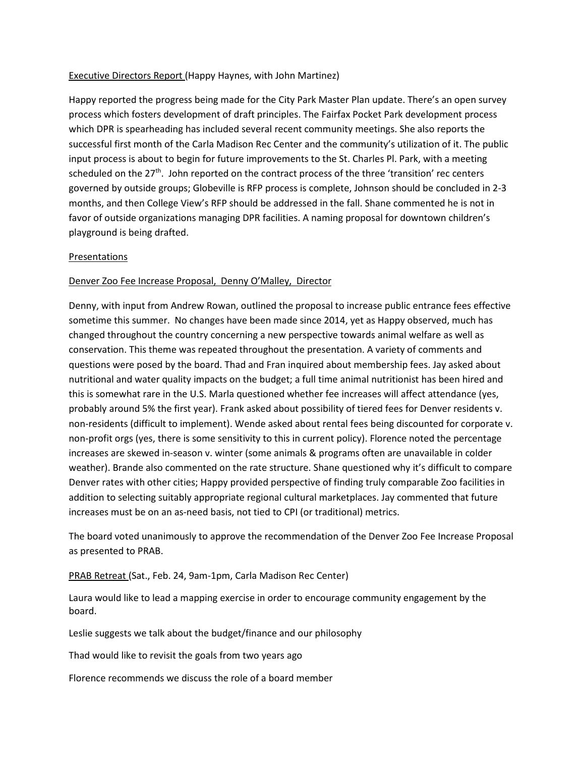Executive Directors Report (Happy Haynes, with John Martinez)

Happy reported the progress being made for the City Park Master Plan update. There's an open survey process which fosters development of draft principles. The Fairfax Pocket Park development process which DPR is spearheading has included several recent community meetings. She also reports the successful first month of the Carla Madison Rec Center and the community's utilization of it. The public input process is about to begin for future improvements to the St. Charles Pl. Park, with a meeting scheduled on the 27th. John reported on the contract process of the three 'transition' rec centers governed by outside groups; Globeville is RFP process is complete, Johnson should be concluded in 2-3 months, and then College View's RFP should be addressed in the fall. Shane commented he is not in favor of outside organizations managing DPR facilities. A naming proposal for downtown children's playground is being drafted.

Presentations

Denver Zoo Fee Increase Proposal, Denny O'Malley, Director

Denny, with input from Andrew Rowan, outlined the proposal to increase public entrance fees effective sometime this summer. No changes have been made since 2014, yet as Happy observed, much has changed throughout the country concerning a new perspective towards animal welfare as well as conservation. This theme was repeated throughout the presentation. A variety of comments and questions were posed by the board. Thad and Fran inquired about membership fees. Jay asked about nutritional and water quality impacts on the budget; a full time animal nutritionist has been hired and this is somewhat rare in the U.S. Marla questioned whether fee increases will affect attendance (yes, probably around 5% the first year). Frank asked about possibility of tiered fees for Denver residents v. non-residents (difficult to implement). Wende asked about rental fees being discounted for corporate v. non-profit orgs (yes, there is some sensitivity to this in current policy). Florence noted the percentage increases are skewed in-season v. winter (some animals & programs often are unavailable in colder weather). Brande also commented on the rate structure. Shane questioned why it's difficult to compare Denver rates with other cities; Happy provided perspective of finding truly comparable Zoo facilities in addition to selecting suitably appropriate regional cultural marketplaces. Jay commented that future increases must be on an as-need basis, not tied to CPI (or traditional) metrics.

The board voted unanimously to approve the recommendation of the Denver Zoo Fee Increase Proposal as presented to PRAB.

PRAB Retreat (Sat., Feb. 24, 9am-1pm, Carla Madison Rec Center)

Laura would like to lead a mapping exercise in order to encourage community engagement by the board.

Leslie suggests we talk about the budget/finance and our philosophy

Thad would like to revisit the goals from two years ago

Florence recommends we discuss the role of a board member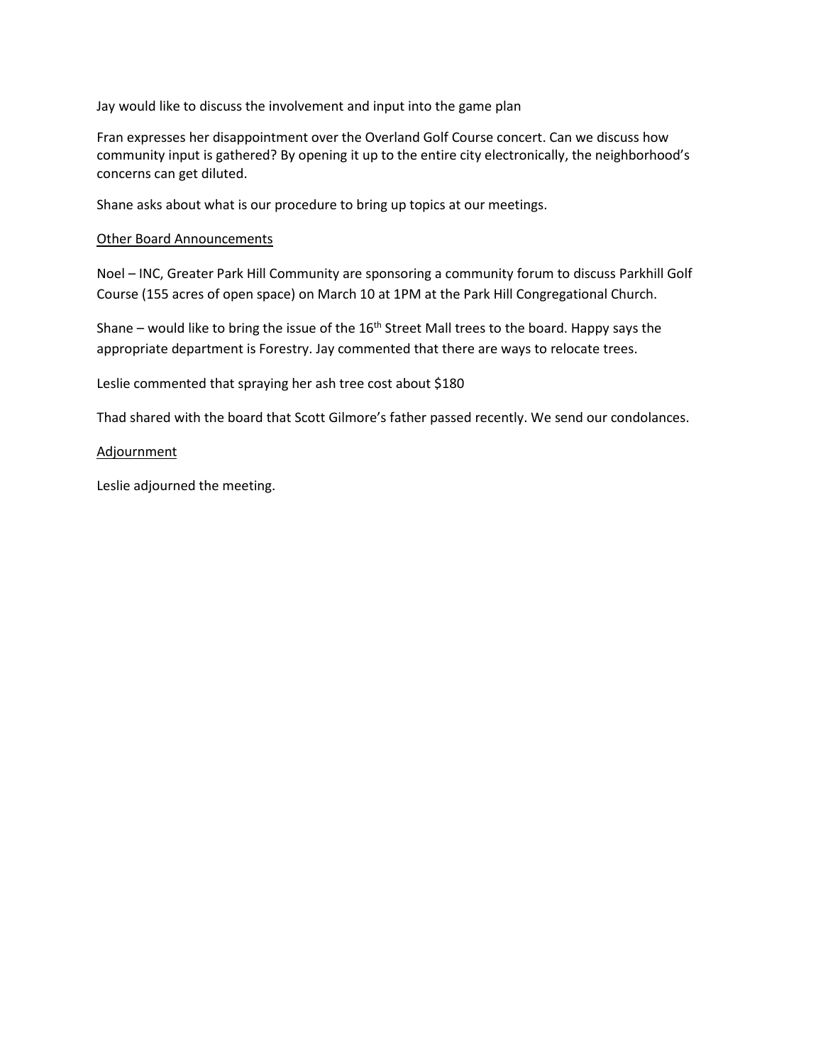Jay would like to discuss the involvement and input into the game plan

Fran expresses her disappointment over the Overland Golf Course concert. Can we discuss how community input is gathered? By opening it up to the entire city electronically, the neighborhood's concerns can get diluted.

Shane asks about what is our procedure to bring up topics at our meetings.

<u>Other Board Announcements</u>

Noel – INC, Greater Park Hill Community are sponsoring a community forum to discuss Parkhill Golf Course (155 acres of open space) on March 10 at 1PM at the Park Hill Congregational Church.

Shane – would like to bring the issue of the 16th Street Mall trees to the board. Happy says the appropriate department is Forestry. Jay commented that there are ways to relocate trees.

Leslie commented that spraying her ash tree cost about $180

Thad shared with the board that Scott Gilmore's father passed recently. We send our condolances.

<u>Adjournment</u>

Leslie adjourned the meeting.